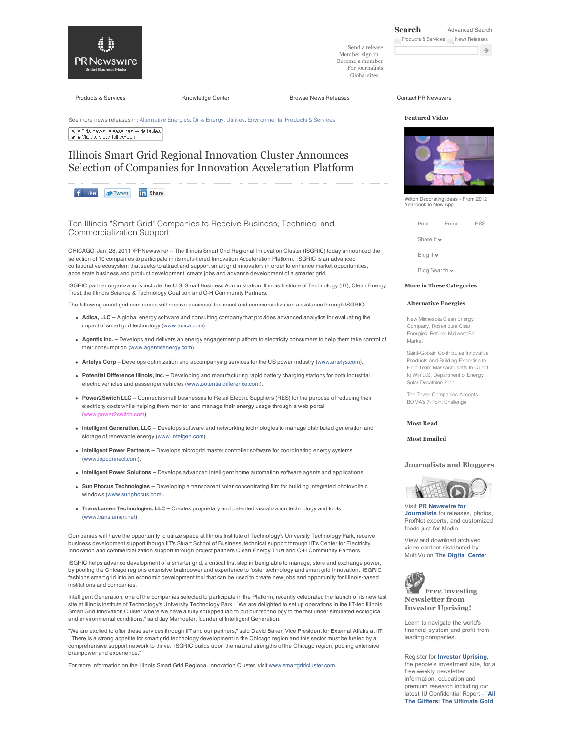Search | Advanced Search

Products & Services | News Releases

Send a release
Member sign in
Become a member
For journalists
Global sites

Products & Services | Knowledge Center | Browse News Releases | Contact PR Newswire

See more news releases in: Alternative Energies, Oil & Energy, Utilities, Environmental Products & Services

This news release has wide tables
Click to view full screen

# Illinois Smart Grid Regional Innovation Cluster Announces Selection of Companies for Innovation Acceleration Platform

Like | Tweet | Share

## Ten Illinois "Smart Grid" Companies to Receive Business, Technical and Commercialization Support

CHICAGO, Jan. 28, 2011 /PRNewswire/ -- The Illinois Smart Grid Regional Innovation Cluster (ISGRIC) today announced the selection of 10 companies to participate in its multi-tiered Innovation Acceleration Platform. ISGRIC is an advanced collaborative ecosystem that seeks to attract and support smart grid innovators in order to enhance market opportunities, accelerate business and product development, create jobs and advance development of a smarter grid.

ISGRIC partner organizations include the U.S. Small Business Administration, Illinois Institute of Technology (IIT), Clean Energy Trust, the Illinois Science & Technology Coalition and O-H Community Partners.

The following smart grid companies will receive business, technical and commercialization assistance through ISGRIC:

- **Adica, LLC –** A global energy software and consulting company that provides advanced analytics for evaluating the impact of smart grid technology (www.adica.com).
- **Agentis Inc. –** Develops and delivers an energy engagement platform to electricity consumers to help them take control of their consumption (www.agentisenergy.com).
- **Artelys Corp –** Develops optimization and accompanying services for the US power industry (www.artelys.com).
- **Potential Difference Illinois, Inc. –** Developing and manufacturing rapid battery charging stations for both industrial electric vehicles and passenger vehicles (www.potentialdifference.com).
- **Power2Switch LLC –** Connects small businesses to Retail Electric Suppliers (RES) for the purpose of reducing their electricity costs while helping them monitor and manage their energy usage through a web portal (www.power2switch.com).
- **Intelligent Generation, LLC –** Develops software and networking technologies to manage distributed generation and storage of renewable energy (www.intelgen.com).
- **Intelligent Power Partners –** Develops microgrid master controller software for coordinating energy systems (www.ippconnect.com).
- **Intelligent Power Solutions –** Develops advanced intelligent home automation software agents and applications.
- **Sun Phocus Technologies –** Developing a transparent solar concentrating film for building integrated photovoltaic windows (www.sunphocus.com).
- **TransLumen Technologies, LLC –** Creates proprietary and patented visualization technology and tools (www.translumen.net).

Companies will have the opportunity to utilize space at Illinois Institute of Technology's University Technology Park, receive business development support though IIT's Stuart School of Business, technical support through IIT's Center for Electricity Innovation and commercialization support through project partners Clean Energy Trust and O-H Community Partners.

ISGRIC helps advance development of a smarter grid, a critical first step in being able to manage, store and exchange power, by pooling the Chicago regions extensive brainpower and experience to foster technology and smart grid innovation. ISGRIC fashions smart grid into an economic development tool that can be used to create new jobs and opportunity for Illinois-based institutions and companies.

Intelligent Generation, one of the companies selected to participate in the Platform, recently celebrated the launch of its new test site at Illinois Institute of Technology's University Technology Park. "We are delighted to set up operations in the IIT-led Illinois Smart Grid Innovation Cluster where we have a fully equipped lab to put our technology to the test under simulated ecological and environmental conditions," said Jay Marhoefer, founder of Intelligent Generation.

"We are excited to offer these services through IIT and our partners," said David Baker, Vice President for External Affairs at IIT. "There is a strong appetite for smart grid technology development in the Chicago region and this sector must be fueled by a comprehensive support network to thrive. ISGRIC builds upon the natural strengths of the Chicago region, pooling extensive brainpower and experience."

For more information on the Illinois Smart Grid Regional Innovation Cluster, visit www.smartgridcluster.com.

**Featured Video**

Wilton Decorating Ideas - From 2012 Yearbook to New App

Print | Email | RSS

Share it

Blog it

Blog Search

**More in These Categories**

**Alternative Energies**

New Minnesota Clean Energy Company, Rosemount Clean Energies, Refuels Midwest Bio Market

Saint-Gobain Contributes Innovative Products and Building Expertise to Help Team Massachusetts In Quest to Win U.S. Department of Energy Solar Decathlon 2011

The Tower Companies Accepts BOMA's 7-Point Challenge

**Most Read**

**Most Emailed**

**Journalists and Bloggers**

Visit **PR Newswire for Journalists** for releases, photos, ProfNet experts, and customized feeds just for Media.

View and download archived video content distributed by MultiVu on **The Digital Center**.

**Free Investing Newsletter from Investor Uprising!**

Learn to navigate the world's financial system and profit from leading companies.

Register for **Investor Uprising**, the people's investment site, for a free weekly newsletter, information, education and premium research including our latest IU Confidential Report - "**All The Glitters: The Ultimate Gold**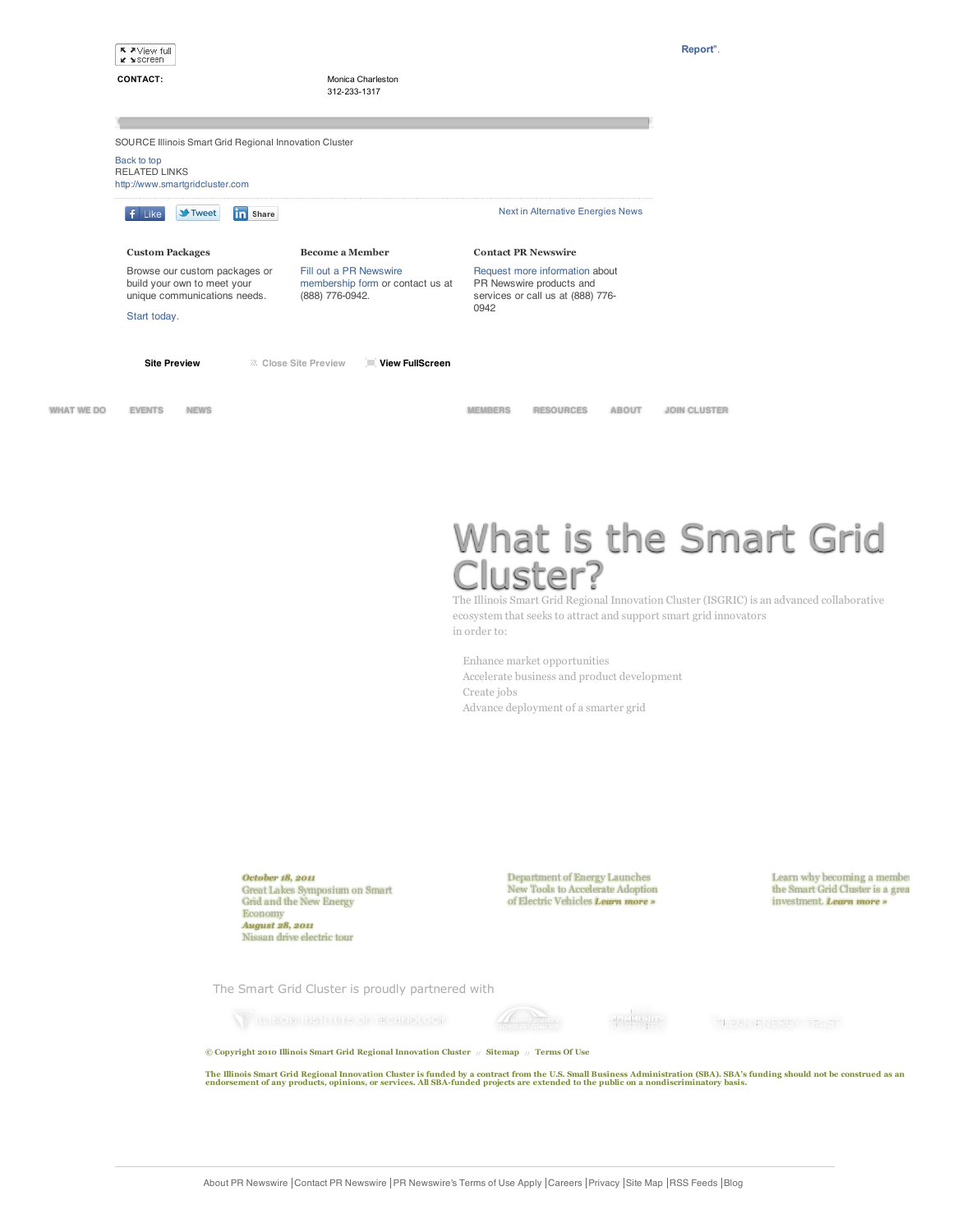Report".

View full screen

**CONTACT:** Monica Charleston
312-233-1317

SOURCE Illinois Smart Grid Regional Innovation Cluster

Back to top

RELATED LINKS

http://www.smartgridcluster.com

Like | Tweet | Share

Next in Alternative Energies News

**Custom Packages**

Browse our custom packages or build your own to meet your unique communications needs.

Start today.

**Become a Member**

Fill out a PR Newswire membership form or contact us at (888) 776-0942.

**Contact PR Newswire**

Request more information about PR Newswire products and services or call us at (888) 776-0942

**Site Preview** Close Site Preview **View FullScreen**

WHAT WE DO EVENTS NEWS MEMBERS RESOURCES ABOUT JOIN CLUSTER

# What is the Smart Grid Cluster?

The Illinois Smart Grid Regional Innovation Cluster (ISGRIC) is an advanced collaborative ecosystem that seeks to attract and support smart grid innovators in order to:

- Enhance market opportunities
- Accelerate business and product development
- Create jobs
- Advance deployment of a smarter grid

***October 18, 2011***
Great Lakes Symposium on Smart Grid and the New Energy Economy
***August 28, 2011***
Nissan drive electric tour

Department of Energy Launches New Tools to Accelerate Adoption of Electric Vehicles ***Learn more »***

Learn why becoming a member the Smart Grid Cluster is a grea investment. ***Learn more »***

The Smart Grid Cluster is proudly partnered with

**© Copyright 2010 Illinois Smart Grid Regional Innovation Cluster // Sitemap // Terms Of Use**

**The Illinois Smart Grid Regional Innovation Cluster is funded by a contract from the U.S. Small Business Administration (SBA). SBA's funding should not be construed as an endorsement of any products, opinions, or services. All SBA-funded projects are extended to the public on a nondiscriminatory basis.**

About PR Newswire | Contact PR Newswire | PR Newswire's Terms of Use Apply | Careers | Privacy | Site Map | RSS Feeds | Blog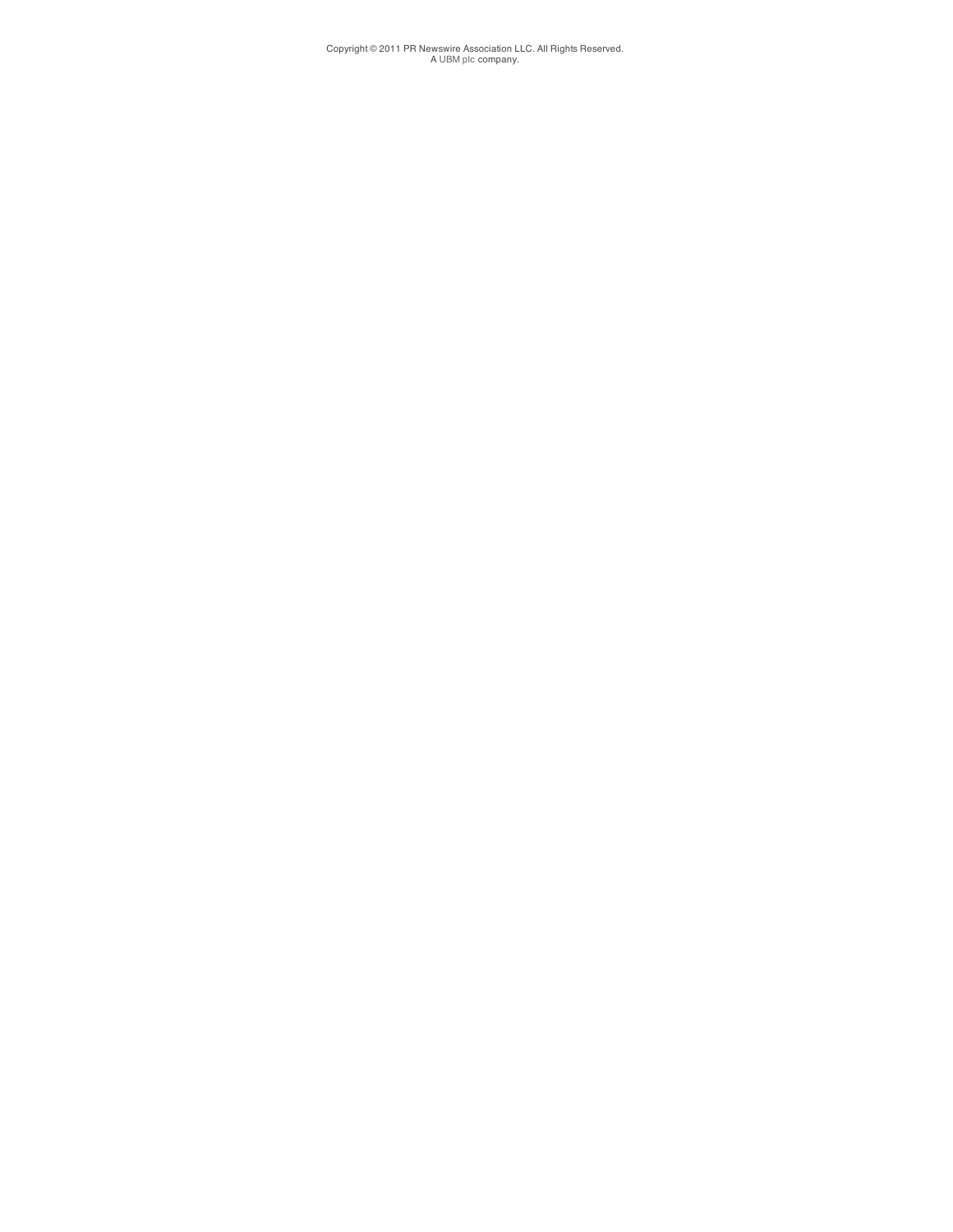Copyright © 2011 PR Newswire Association LLC. All Rights Reserved.
A UBM plc company.